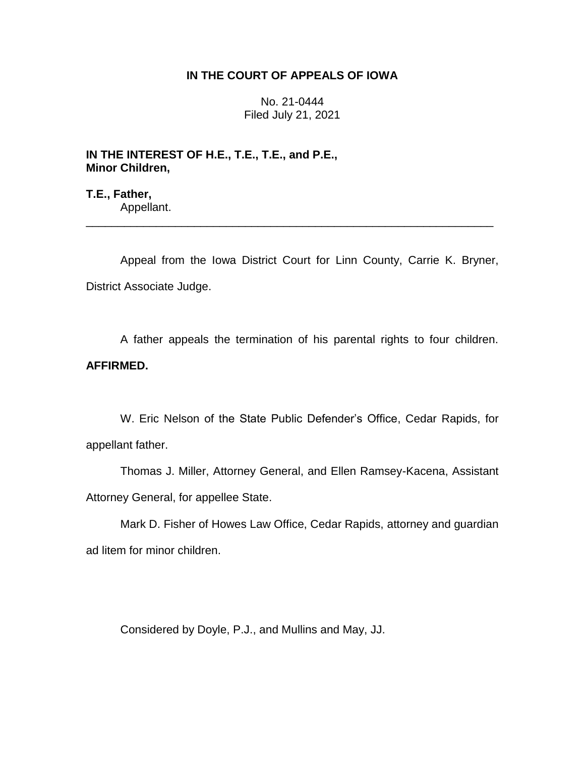# IN THE COURT OF APPEALS OF IOWA

No. 21-0444
Filed July 21, 2021

**IN THE INTEREST OF H.E., T.E., T.E., and P.E., Minor Children,**

**T.E., Father,**
Appellant.

---

Appeal from the Iowa District Court for Linn County, Carrie K. Bryner, District Associate Judge.

A father appeals the termination of his parental rights to four children. **AFFIRMED.**

W. Eric Nelson of the State Public Defender's Office, Cedar Rapids, for appellant father.

Thomas J. Miller, Attorney General, and Ellen Ramsey-Kacena, Assistant Attorney General, for appellee State.

Mark D. Fisher of Howes Law Office, Cedar Rapids, attorney and guardian ad litem for minor children.

Considered by Doyle, P.J., and Mullins and May, JJ.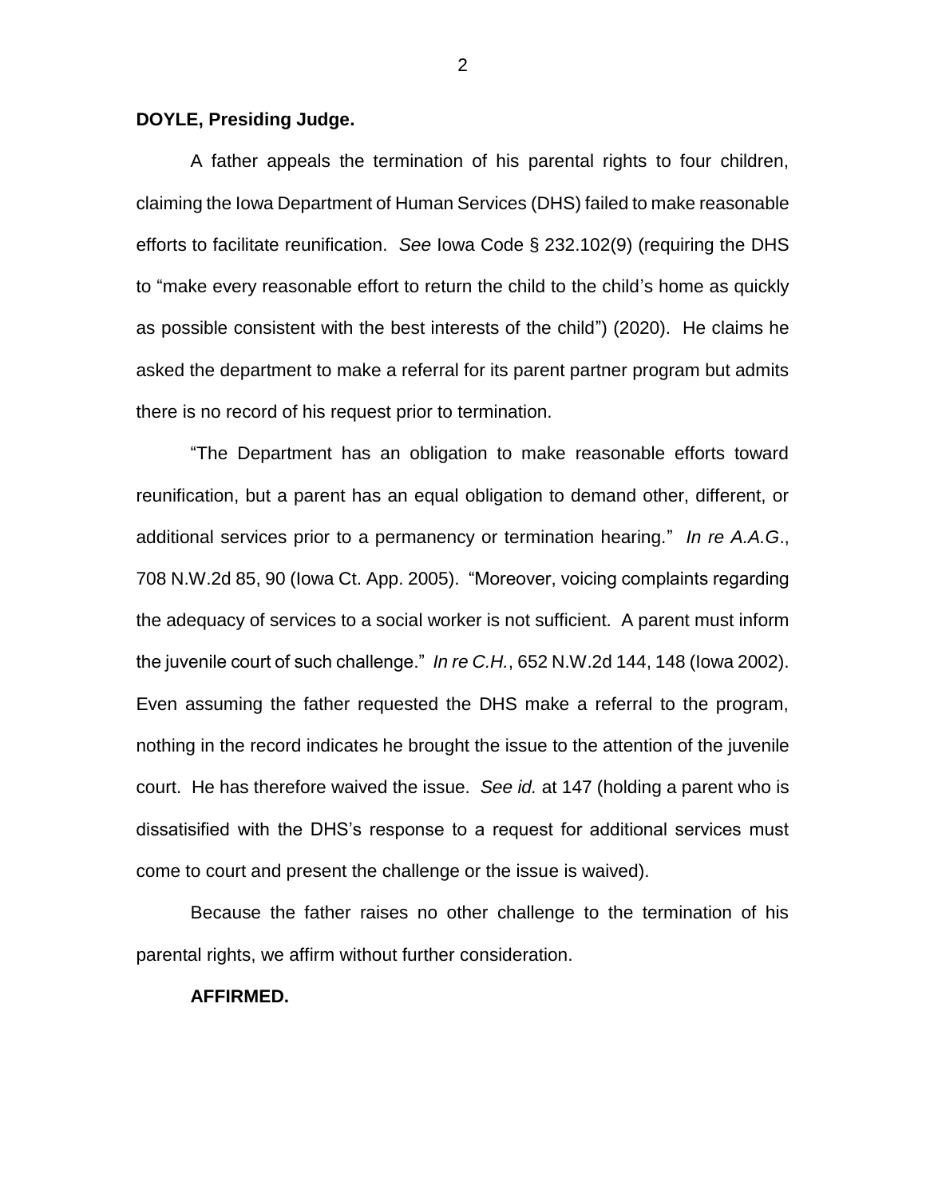**DOYLE, Presiding Judge.**

A father appeals the termination of his parental rights to four children, claiming the Iowa Department of Human Services (DHS) failed to make reasonable efforts to facilitate reunification. *See* Iowa Code § 232.102(9) (requiring the DHS to "make every reasonable effort to return the child to the child's home as quickly as possible consistent with the best interests of the child") (2020). He claims he asked the department to make a referral for its parent partner program but admits there is no record of his request prior to termination.

"The Department has an obligation to make reasonable efforts toward reunification, but a parent has an equal obligation to demand other, different, or additional services prior to a permanency or termination hearing." *In re A.A.G*., 708 N.W.2d 85, 90 (Iowa Ct. App. 2005). "Moreover, voicing complaints regarding the adequacy of services to a social worker is not sufficient. A parent must inform the juvenile court of such challenge." *In re C.H.*, 652 N.W.2d 144, 148 (Iowa 2002). Even assuming the father requested the DHS make a referral to the program, nothing in the record indicates he brought the issue to the attention of the juvenile court. He has therefore waived the issue. *See id.* at 147 (holding a parent who is dissatisified with the DHS's response to a request for additional services must come to court and present the challenge or the issue is waived).

Because the father raises no other challenge to the termination of his parental rights, we affirm without further consideration.

**AFFIRMED.**